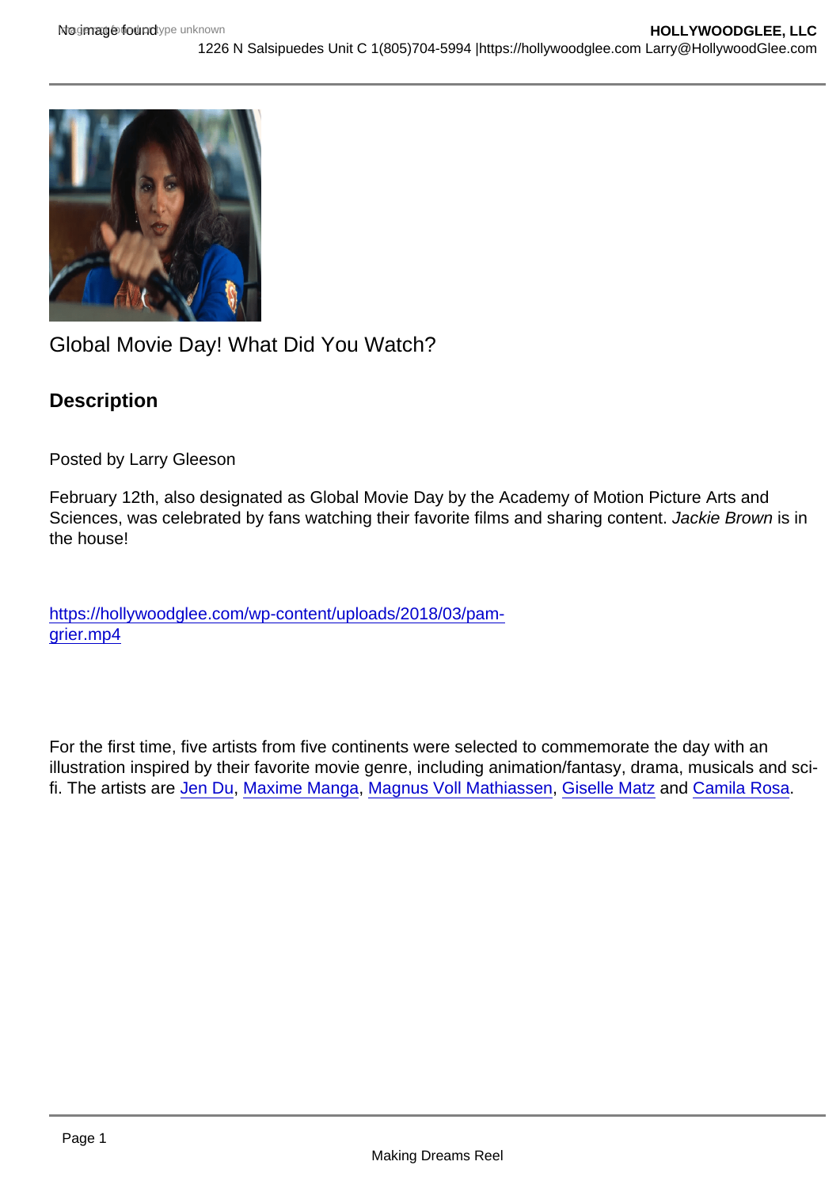Global Movie Day! What Did You Watch?

## Description

Posted by Larry Gleeson

February 12th, also designated as Global Movie Day by the Academy of Motion Picture Arts and Sciences, was celebrated by fans watching their favorite films and sharing content. *Jackie Brown* is in the house!

https://hollywoodglee.com/wp-content/uploads/2018/03/pam-grier.mp4

For the first time, five artists from five continents were selected to commemorate the day with an illustration inspired by their favorite movie genre, including animation/fantasy, drama, musicals and sci-fi. The artists are Jen Du, Maxime Manga, Magnus Voll Mathiassen, Giselle Matz and Camila Rosa.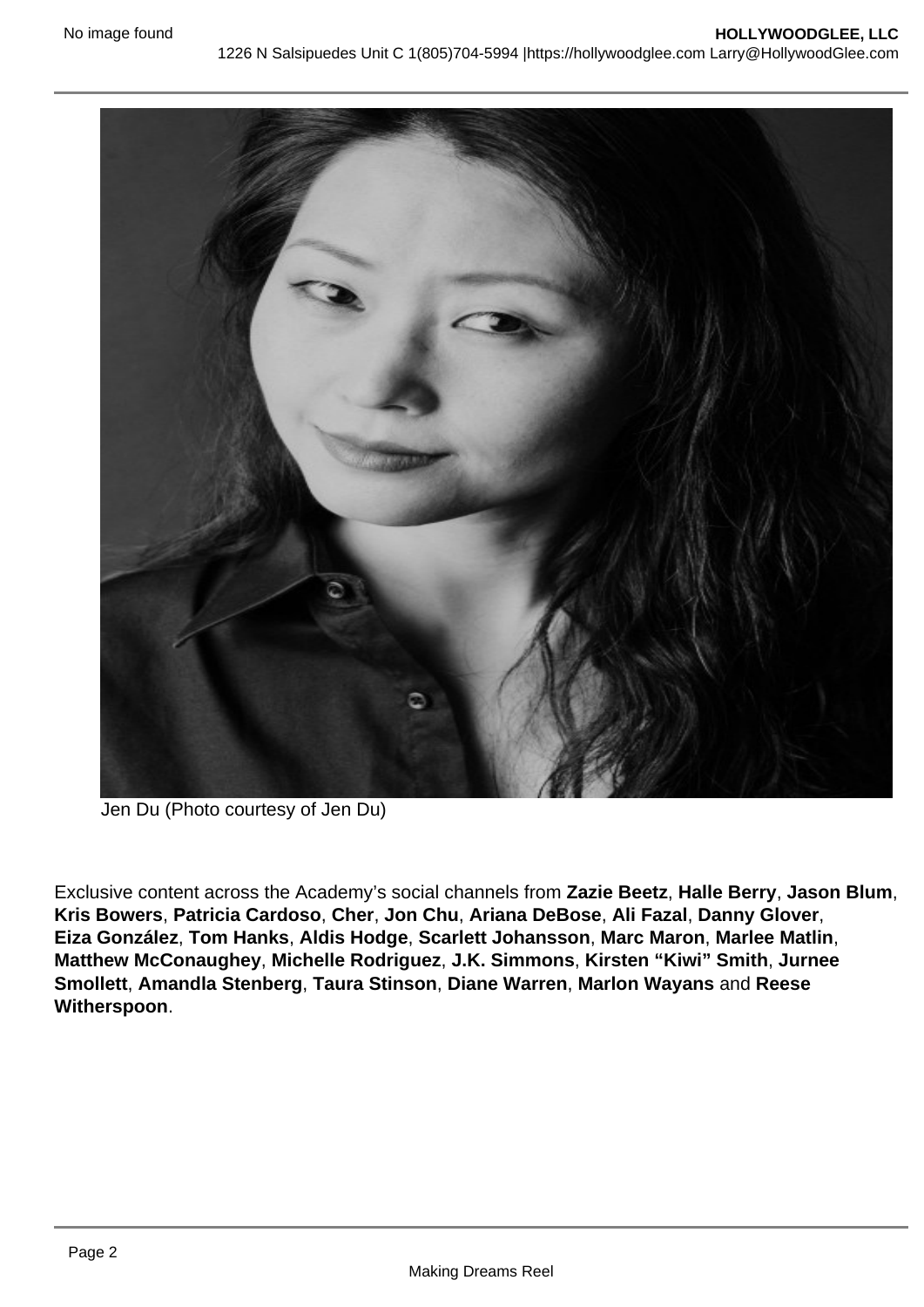Jen Du (Photo courtesy of Jen Du)

Exclusive content across the Academy’s social channels from **Zazie Beetz**, **Halle Berry**, **Jason Blum**, **Kris Bowers**, **Patricia Cardoso**, **Cher**, **Jon Chu**, **Ariana DeBose**, **Ali Fazal**, **Danny Glover**, **Eiza González**, **Tom Hanks**, **Aldis Hodge**, **Scarlett Johansson**, **Marc Maron**, **Marlee Matlin**, **Matthew McConaughey**, **Michelle Rodriguez**, **J.K. Simmons**, **Kirsten “Kiwi” Smith**, **Jurnee Smollett**, **Amandla Stenberg**, **Taura Stinson**, **Diane Warren**, **Marlon Wayans** and **Reese Witherspoon**.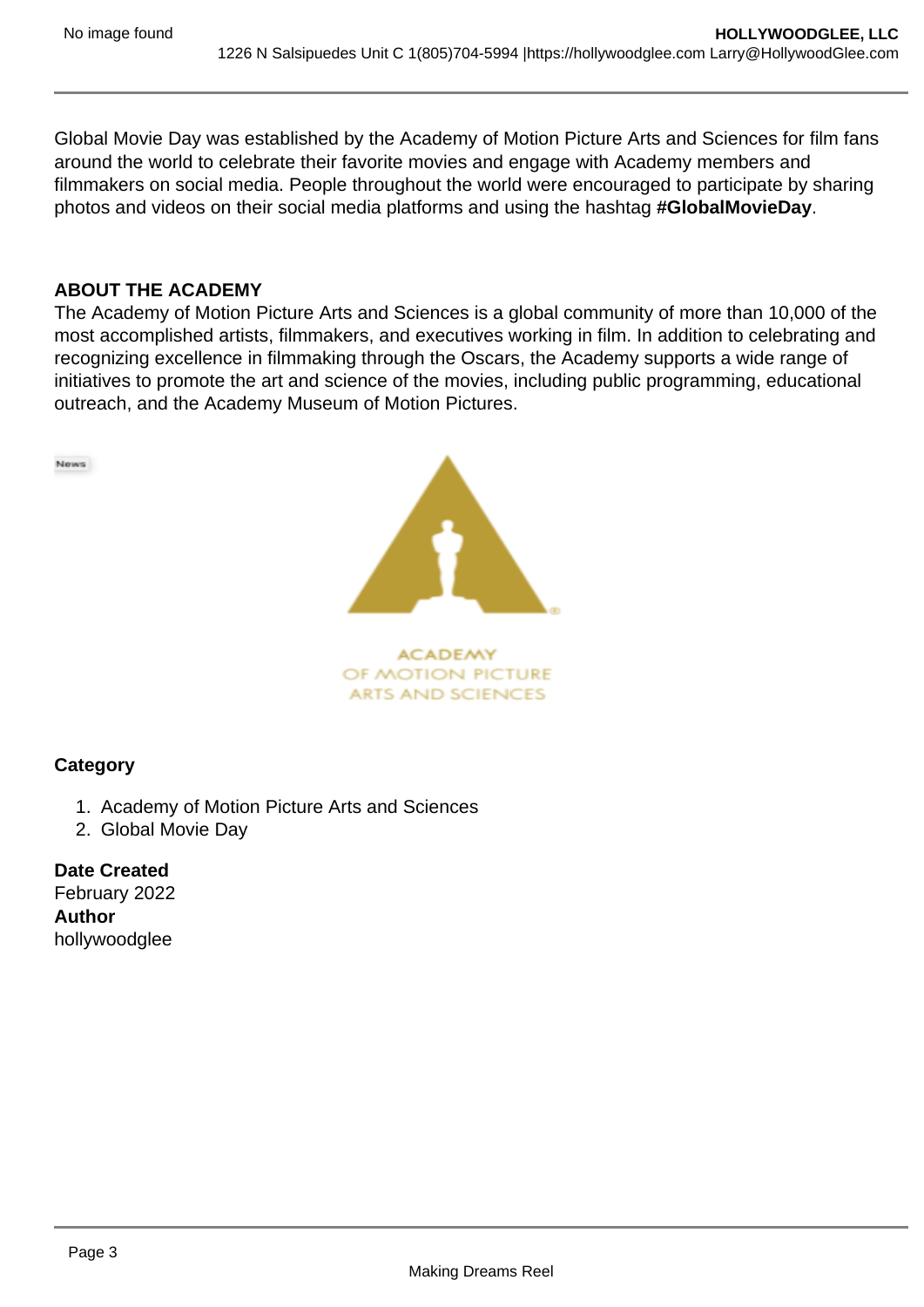Global Movie Day was established by the Academy of Motion Picture Arts and Sciences for film fans around the world to celebrate their favorite movies and engage with Academy members and filmmakers on social media. People throughout the world were encouraged to participate by sharing photos and videos on their social media platforms and using the hashtag **#GlobalMovieDay**.

**ABOUT THE ACADEMY**

The Academy of Motion Picture Arts and Sciences is a global community of more than 10,000 of the most accomplished artists, filmmakers, and executives working in film. In addition to celebrating and recognizing excellence in filmmaking through the Oscars, the Academy supports a wide range of initiatives to promote the art and science of the movies, including public programming, educational outreach, and the Academy Museum of Motion Pictures.

News

ACADEMY
OF MOTION PICTURE
ARTS AND SCIENCES

**Category**

1. Academy of Motion Picture Arts and Sciences
2. Global Movie Day

**Date Created**
February 2022

**Author**
hollywoodglee